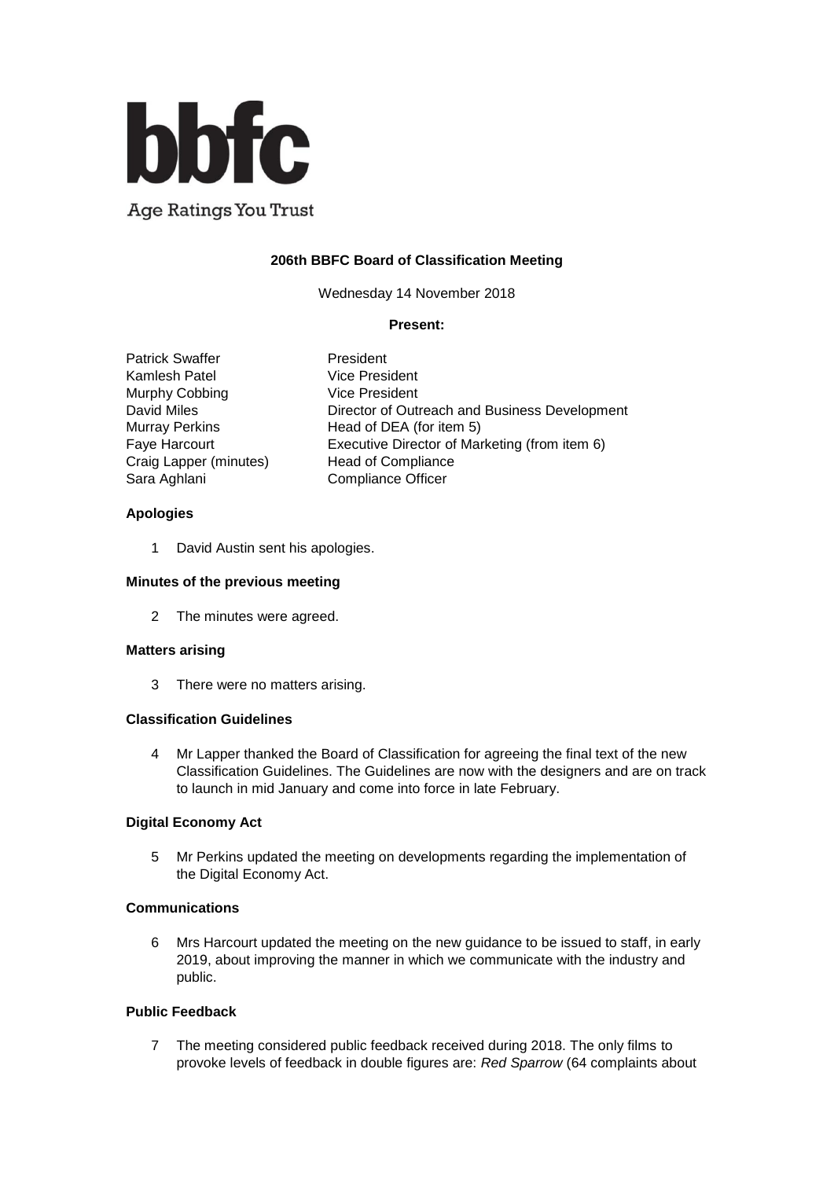**bbfc**

Age Ratings You Trust

## 206th BBFC Board of Classification Meeting

Wednesday 14 November 2018

**Present:**

| | |
|---|---|
| Patrick Swaffer | President |
| Kamlesh Patel | Vice President |
| Murphy Cobbing | Vice President |
| David Miles | Director of Outreach and Business Development |
| Murray Perkins | Head of DEA (for item 5) |
| Faye Harcourt | Executive Director of Marketing (from item 6) |
| Craig Lapper (minutes) | Head of Compliance |
| Sara Aghlani | Compliance Officer |

### Apologies

1 David Austin sent his apologies.

### Minutes of the previous meeting

2 The minutes were agreed.

### Matters arising

3 There were no matters arising.

### Classification Guidelines

4 Mr Lapper thanked the Board of Classification for agreeing the final text of the new Classification Guidelines. The Guidelines are now with the designers and are on track to launch in mid January and come into force in late February.

### Digital Economy Act

5 Mr Perkins updated the meeting on developments regarding the implementation of the Digital Economy Act.

### Communications

6 Mrs Harcourt updated the meeting on the new guidance to be issued to staff, in early 2019, about improving the manner in which we communicate with the industry and public.

### Public Feedback

7 The meeting considered public feedback received during 2018. The only films to provoke levels of feedback in double figures are: *Red Sparrow* (64 complaints about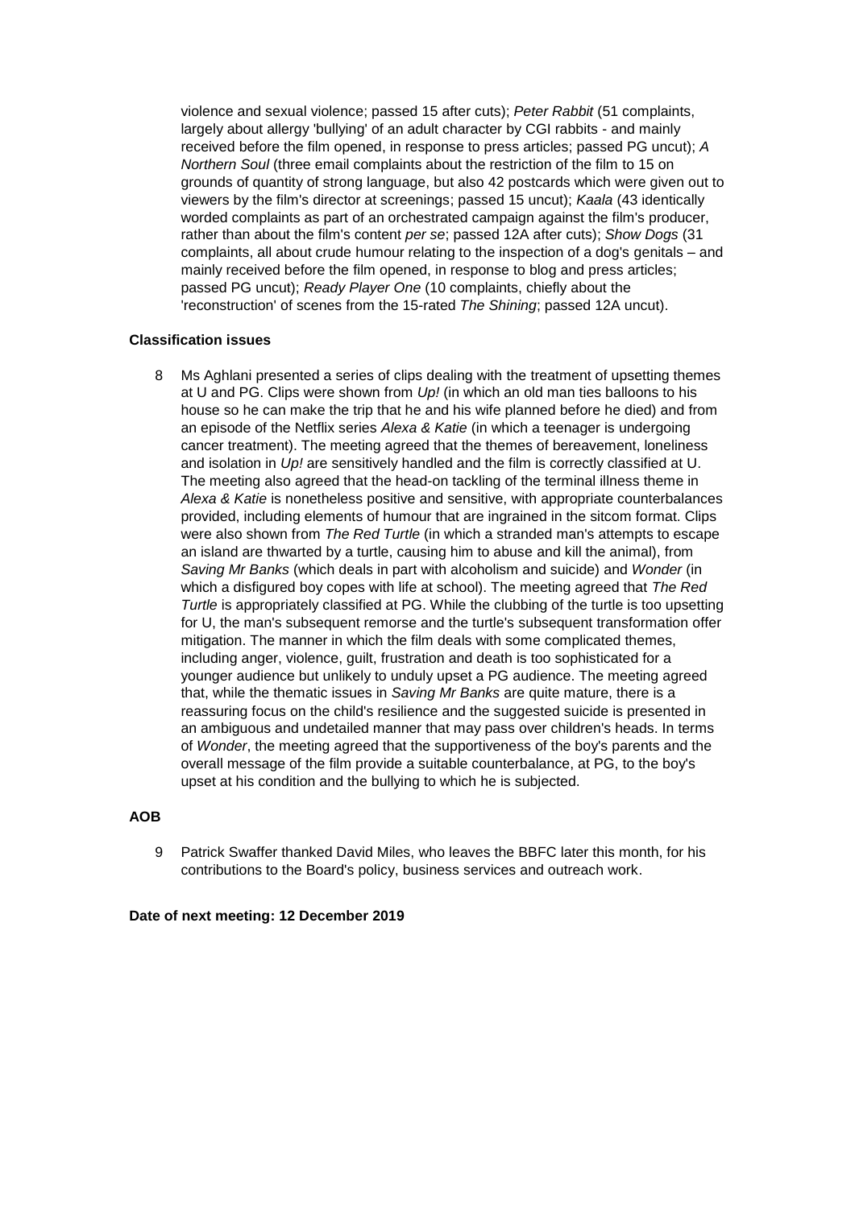violence and sexual violence; passed 15 after cuts); *Peter Rabbit* (51 complaints, largely about allergy 'bullying' of an adult character by CGI rabbits - and mainly received before the film opened, in response to press articles; passed PG uncut); *A Northern Soul* (three email complaints about the restriction of the film to 15 on grounds of quantity of strong language, but also 42 postcards which were given out to viewers by the film's director at screenings; passed 15 uncut); *Kaala* (43 identically worded complaints as part of an orchestrated campaign against the film's producer, rather than about the film's content *per se*; passed 12A after cuts); *Show Dogs* (31 complaints, all about crude humour relating to the inspection of a dog's genitals – and mainly received before the film opened, in response to blog and press articles; passed PG uncut); *Ready Player One* (10 complaints, chiefly about the 'reconstruction' of scenes from the 15-rated *The Shining*; passed 12A uncut).

**Classification issues**

8 Ms Aghlani presented a series of clips dealing with the treatment of upsetting themes at U and PG. Clips were shown from *Up!* (in which an old man ties balloons to his house so he can make the trip that he and his wife planned before he died) and from an episode of the Netflix series *Alexa & Katie* (in which a teenager is undergoing cancer treatment). The meeting agreed that the themes of bereavement, loneliness and isolation in *Up!* are sensitively handled and the film is correctly classified at U. The meeting also agreed that the head-on tackling of the terminal illness theme in *Alexa & Katie* is nonetheless positive and sensitive, with appropriate counterbalances provided, including elements of humour that are ingrained in the sitcom format. Clips were also shown from *The Red Turtle* (in which a stranded man's attempts to escape an island are thwarted by a turtle, causing him to abuse and kill the animal), from *Saving Mr Banks* (which deals in part with alcoholism and suicide) and *Wonder* (in which a disfigured boy copes with life at school). The meeting agreed that *The Red Turtle* is appropriately classified at PG. While the clubbing of the turtle is too upsetting for U, the man's subsequent remorse and the turtle's subsequent transformation offer mitigation. The manner in which the film deals with some complicated themes, including anger, violence, guilt, frustration and death is too sophisticated for a younger audience but unlikely to unduly upset a PG audience. The meeting agreed that, while the thematic issues in *Saving Mr Banks* are quite mature, there is a reassuring focus on the child's resilience and the suggested suicide is presented in an ambiguous and undetailed manner that may pass over children's heads. In terms of *Wonder*, the meeting agreed that the supportiveness of the boy's parents and the overall message of the film provide a suitable counterbalance, at PG, to the boy's upset at his condition and the bullying to which he is subjected.

**AOB**

9 Patrick Swaffer thanked David Miles, who leaves the BBFC later this month, for his contributions to the Board's policy, business services and outreach work.

**Date of next meeting: 12 December 2019**